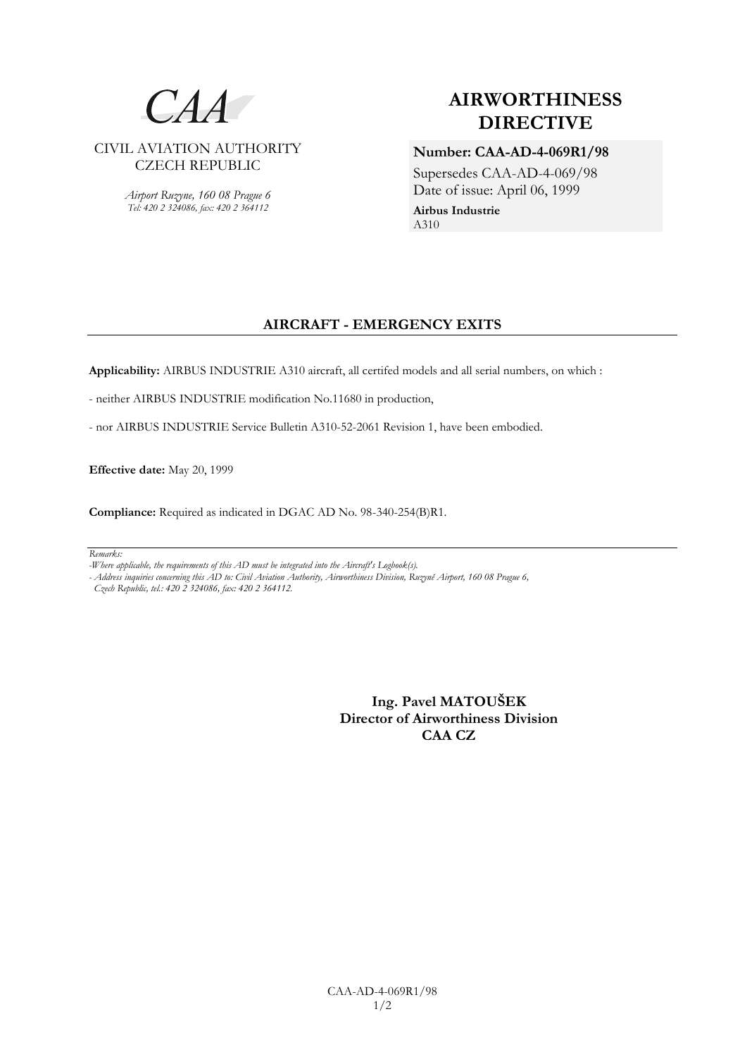CAA

CIVIL AVIATION AUTHORITY
CZECH REPUBLIC

*Airport Ruzyne, 160 08 Prague 6*
*Tel: 420 2 324086, fax: 420 2 364112*

# AIRWORTHINESS DIRECTIVE

**Number: CAA-AD-4-069R1/98**

Supersedes CAA-AD-4-069/98
Date of issue: April 06, 1999

**Airbus Industrie**
A310

## AIRCRAFT - EMERGENCY EXITS

**Applicability:** AIRBUS INDUSTRIE A310 aircraft, all certifed models and all serial numbers, on which :

- neither AIRBUS INDUSTRIE modification No.11680 in production,

- nor AIRBUS INDUSTRIE Service Bulletin A310-52-2061 Revision 1, have been embodied.

**Effective date:** May 20, 1999

**Compliance:** Required as indicated in DGAC AD No. 98-340-254(B)R1.

*Remarks:*
*-Where applicable, the requirements of this AD must be integrated into the Aircraft's Logbook(s).*
*- Address inquiries concerning this AD to: Civil Aviation Authority, Airworthiness Division, Ruzyně Airport, 160 08 Prague 6, Czech Republic, tel.: 420 2 324086, fax: 420 2 364112.*

**Ing. Pavel MATOUŠEK**
**Director of Airworthiness Division**
**CAA CZ**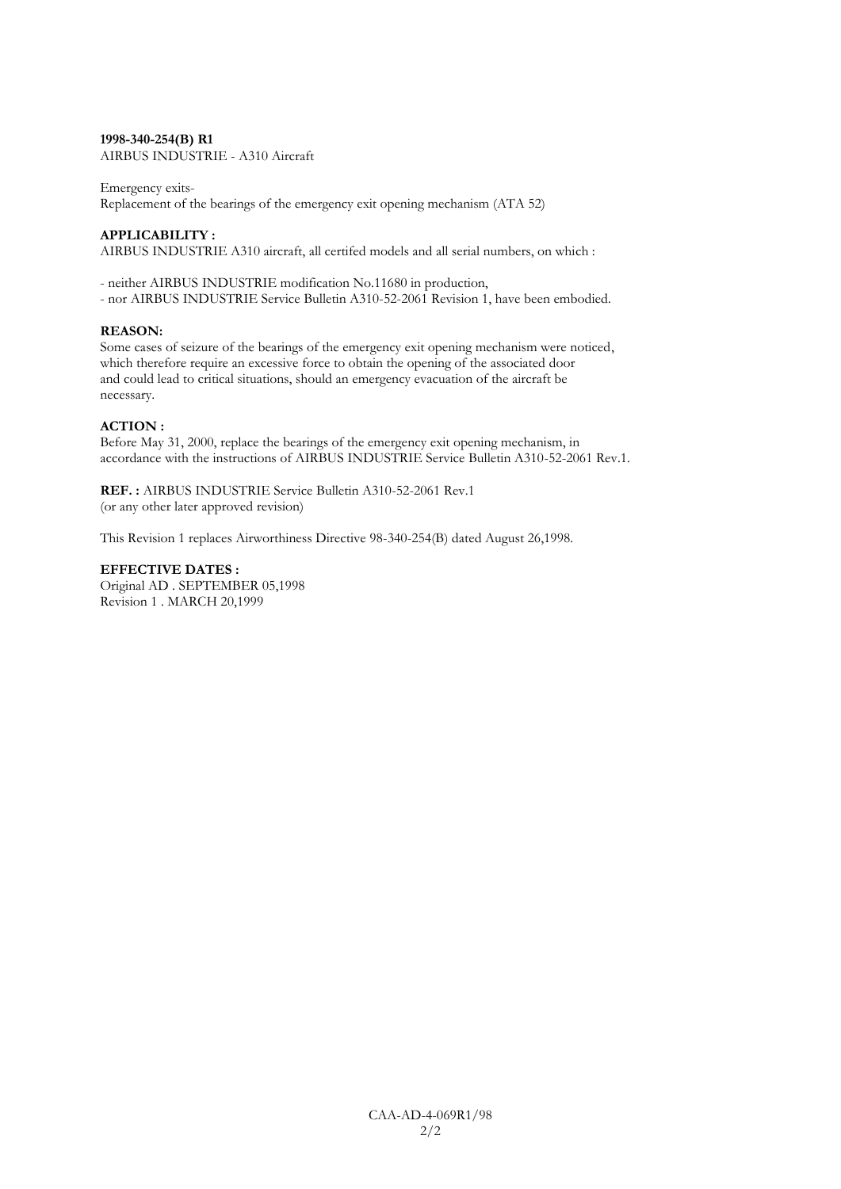**1998-340-254(B) R1**
AIRBUS INDUSTRIE - A310 Aircraft

Emergency exits-
Replacement of the bearings of the emergency exit opening mechanism (ATA 52)

**APPLICABILITY :**
AIRBUS INDUSTRIE A310 aircraft, all certifed models and all serial numbers, on which :

- neither AIRBUS INDUSTRIE modification No.11680 in production,
- nor AIRBUS INDUSTRIE Service Bulletin A310-52-2061 Revision 1, have been embodied.

**REASON:**
Some cases of seizure of the bearings of the emergency exit opening mechanism were noticed, which therefore require an excessive force to obtain the opening of the associated door and could lead to critical situations, should an emergency evacuation of the aircraft be necessary.

**ACTION :**
Before May 31, 2000, replace the bearings of the emergency exit opening mechanism, in accordance with the instructions of AIRBUS INDUSTRIE Service Bulletin A310-52-2061 Rev.1.

**REF. :** AIRBUS INDUSTRIE Service Bulletin A310-52-2061 Rev.1
(or any other later approved revision)

This Revision 1 replaces Airworthiness Directive 98-340-254(B) dated August 26,1998.

**EFFECTIVE DATES :**
Original AD . SEPTEMBER 05,1998
Revision 1 . MARCH 20,1999

CAA-AD-4-069R1/98